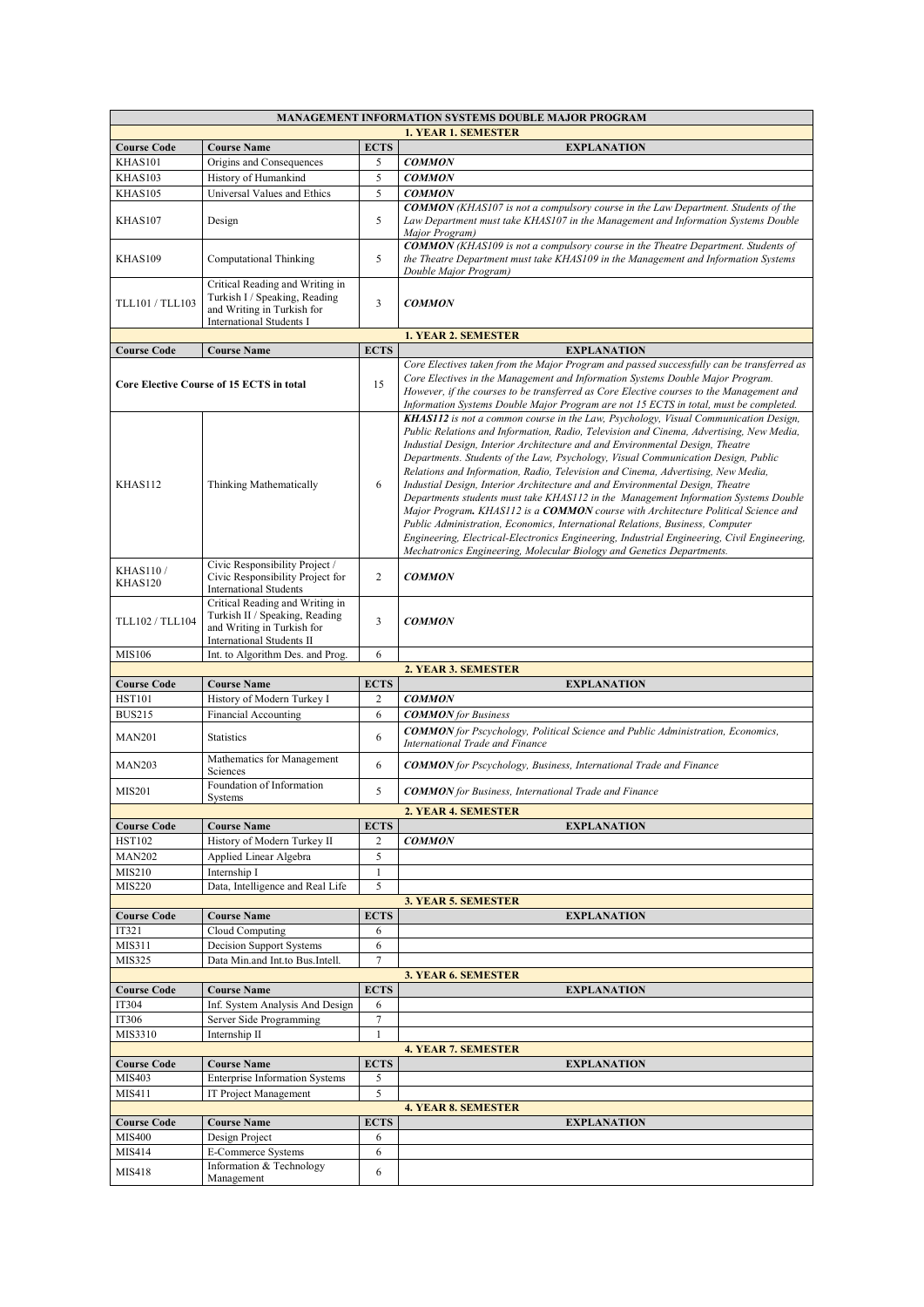# MANAGEMENT INFORMATION SYSTEMS DOUBLE MAJOR PROGRAM

## 1. YEAR 1. SEMESTER

| Course Code | Course Name | ECTS | EXPLANATION |
|---|---|---|---|
| KHAS101 | Origins and Consequences | 5 | ***COMMON*** |
| KHAS103 | History of Humankind | 5 | ***COMMON*** |
| KHAS105 | Universal Values and Ethics | 5 | ***COMMON*** |
| KHAS107 | Design | 5 | ***COMMON*** *(KHAS107 is not a compulsory course in the Law Department. Students of the Law Department must take KHAS107 in the Management and Information Systems Double Major Program)* |
| KHAS109 | Computational Thinking | 5 | ***COMMON*** *(KHAS109 is not a compulsory course in the Theatre Department. Students of the Theatre Department must take KHAS109 in the Management and Information Systems Double Major Program)* |
| TLL101 / TLL103 | Critical Reading and Writing in Turkish I / Speaking, Reading and Writing in Turkish for International Students I | 3 | ***COMMON*** |

## 1. YEAR 2. SEMESTER

| Course Code | Course Name | ECTS | EXPLANATION |
|---|---|---|---|
| **Core Elective Course of 15 ECTS in total** | | 15 | *Core Electives taken from the Major Program and passed successfully can be transferred as Core Electives in the Management and Information Systems Double Major Program. However, if the courses to be transferred as Core Elective courses to the Management and Information Systems Double Major Program are not 15 ECTS in total, must be completed.* |
| KHAS112 | Thinking Mathematically | 6 | ***KHAS112** is not a common course in the Law, Psychology, Visual Communication Design, Public Relations and Information, Radio, Television and Cinema, Advertising, New Media, Industial Design, Interior Architecture and and Environmental Design, Theatre Departments. Students of the Law, Psychology, Visual Communication Design, Public Relations and Information, Radio, Television and Cinema, Advertising, New Media, Industial Design, Interior Architecture and and Environmental Design, Theatre Departments students must take KHAS112 in the Management Information Systems Double Major Program. KHAS112 is a **COMMON** course with Architecture Political Science and Public Administration, Economics, International Relations, Business, Computer Engineering, Electrical-Electronics Engineering, Industrial Engineering, Civil Engineering, Mechatronics Engineering, Molecular Biology and Genetics Departments.* |
| KHAS110 / KHAS120 | Civic Responsibility Project / Civic Responsibility Project for International Students | 2 | ***COMMON*** |
| TLL102 / TLL104 | Critical Reading and Writing in Turkish II / Speaking, Reading and Writing in Turkish for International Students II | 3 | ***COMMON*** |
| MIS106 | Int. to Algorithm Des. and Prog. | 6 | |

## 2. YEAR 3. SEMESTER

| Course Code | Course Name | ECTS | EXPLANATION |
|---|---|---|---|
| HST101 | History of Modern Turkey I | 2 | ***COMMON*** |
| BUS215 | Financial Accounting | 6 | ***COMMON** for Business* |
| MAN201 | Statistics | 6 | ***COMMON** for Pscychology, Political Science and Public Administration, Economics, International Trade and Finance* |
| MAN203 | Mathematics for Management Sciences | 6 | ***COMMON** for Pscychology, Business, International Trade and Finance* |
| MIS201 | Foundation of Information Systems | 5 | ***COMMON** for Business, International Trade and Finance* |

## 2. YEAR 4. SEMESTER

| Course Code | Course Name | ECTS | EXPLANATION |
|---|---|---|---|
| HST102 | History of Modern Turkey II | 2 | ***COMMON*** |
| MAN202 | Applied Linear Algebra | 5 | |
| MIS210 | Internship I | 1 | |
| MIS220 | Data, Intelligence and Real Life | 5 | |

## 3. YEAR 5. SEMESTER

| Course Code | Course Name | ECTS | EXPLANATION |
|---|---|---|---|
| IT321 | Cloud Computing | 6 | |
| MIS311 | Decision Support Systems | 6 | |
| MIS325 | Data Min.and Int.to Bus.Intell. | 7 | |

## 3. YEAR 6. SEMESTER

| Course Code | Course Name | ECTS | EXPLANATION |
|---|---|---|---|
| IT304 | Inf. System Analysis And Design | 6 | |
| IT306 | Server Side Programming | 7 | |
| MIS3310 | Internship II | 1 | |

## 4. YEAR 7. SEMESTER

| Course Code | Course Name | ECTS | EXPLANATION |
|---|---|---|---|
| MIS403 | Enterprise Information Systems | 5 | |
| MIS411 | IT Project Management | 5 | |

## 4. YEAR 8. SEMESTER

| Course Code | Course Name | ECTS | EXPLANATION |
|---|---|---|---|
| MIS400 | Design Project | 6 | |
| MIS414 | E-Commerce Systems | 6 | |
| MIS418 | Information & Technology Management | 6 | |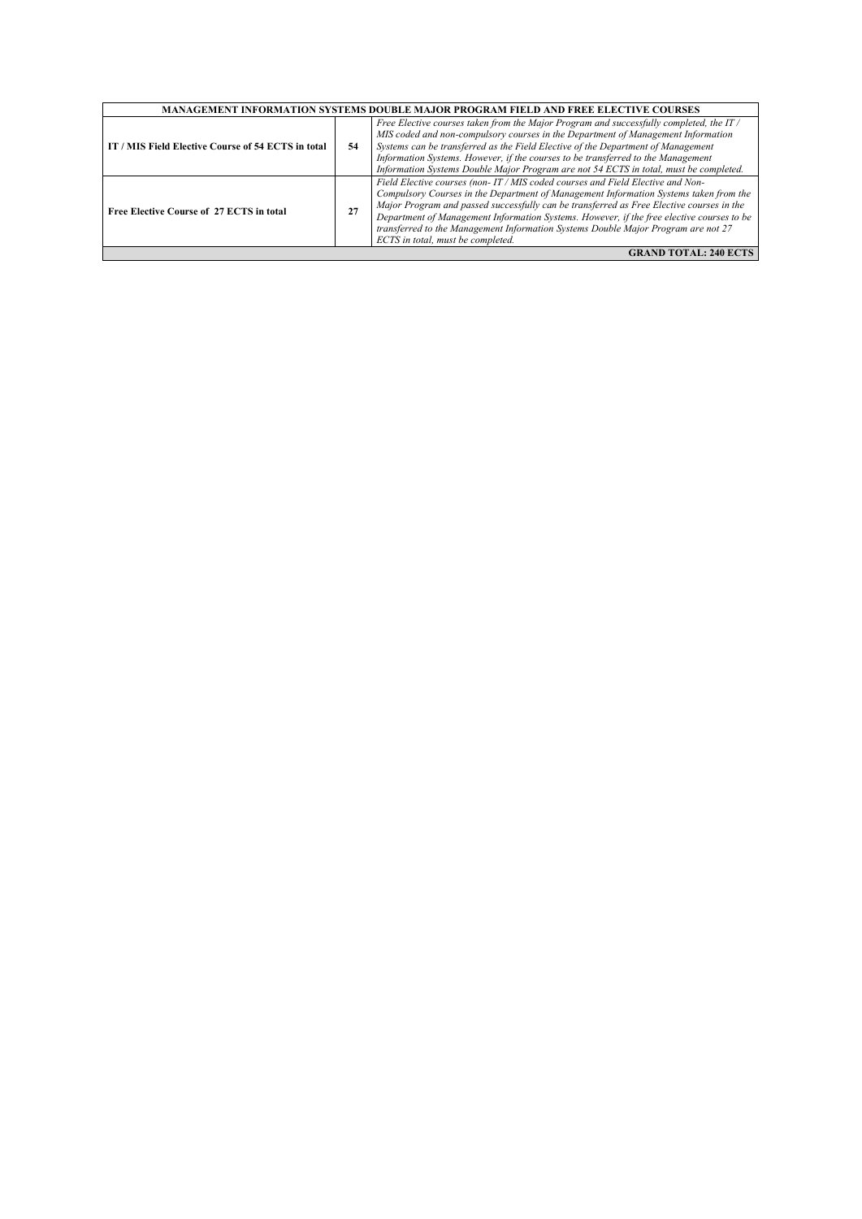| MANAGEMENT INFORMATION SYSTEMS DOUBLE MAJOR PROGRAM FIELD AND FREE ELECTIVE COURSES | | |
|---|---|---|
| **IT / MIS Field Elective Course of 54 ECTS in total** | **54** | *Free Elective courses taken from the Major Program and successfully completed, the IT / MIS coded and non-compulsory courses in the Department of Management Information Systems can be transferred as the Field Elective of the Department of Management Information Systems. However, if the courses to be transferred to the Management Information Systems Double Major Program are not 54 ECTS in total, must be completed.* |
| **Free Elective Course of 27 ECTS in total** | **27** | *Field Elective courses (non- IT / MIS coded courses and Field Elective and Non-Compulsory Courses in the Department of Management Information Systems taken from the Major Program and passed successfully can be transferred as Free Elective courses in the Department of Management Information Systems. However, if the free elective courses to be transferred to the Management Information Systems Double Major Program are not 27 ECTS in total, must be completed.* |
| | | **GRAND TOTAL: 240 ECTS** |